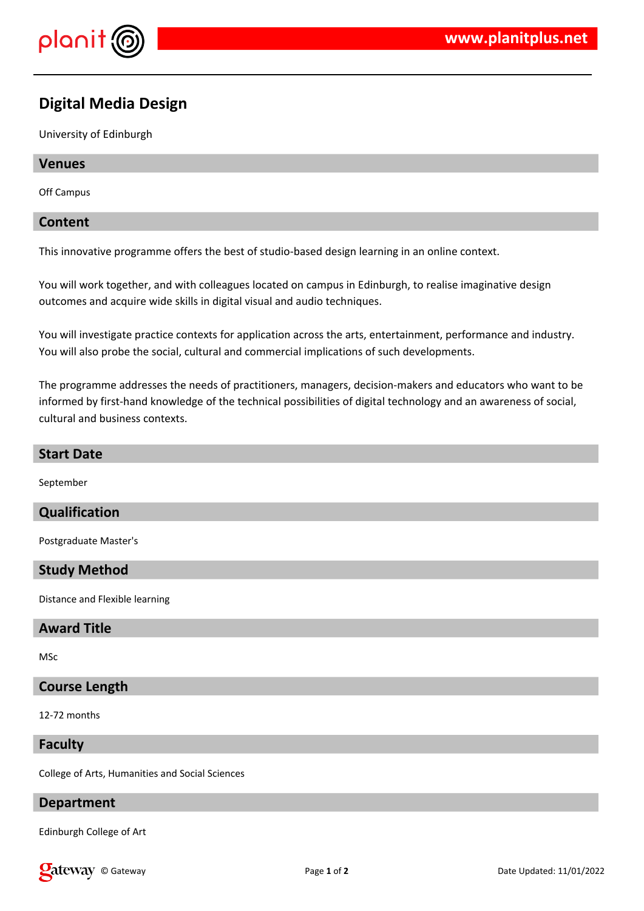# Digital Media Design

University of Edinburgh

## Venues

Off Campus

## Content

This innovative programme offers the best of studio-based design learning in an online context.

You will work together, and with colleagues located on campus in Edinburgh, to realise imaginative design outcomes and acquire wide skills in digital visual and audio techniques.

You will investigate practice contexts for application across the arts, entertainment, performance and industry. You will also probe the social, cultural and commercial implications of such developments.

The programme addresses the needs of practitioners, managers, decision-makers and educators who want to be informed by first-hand knowledge of the technical possibilities of digital technology and an awareness of social, cultural and business contexts.

## Start Date

September

## Qualification

Postgraduate Master's

## Study Method

Distance and Flexible learning

## Award Title

MSc

## Course Length

12-72 months

## Faculty

College of Arts, Humanities and Social Sciences

## Department

Edinburgh College of Art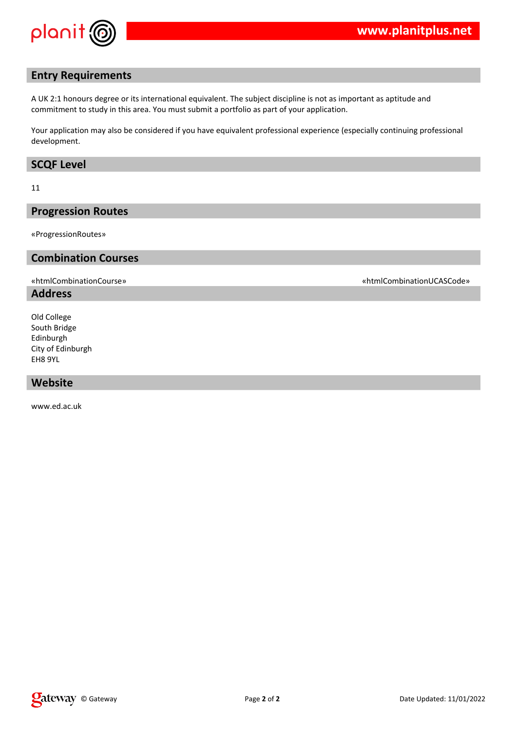## Entry Requirements

A UK 2:1 honours degree or its international equivalent. The subject discipline is not as important as aptitude and commitment to study in this area. You must submit a portfolio as part of your application.

Your application may also be considered if you have equivalent professional experience (especially continuing professional development.

## SCQF Level

11

## Progression Routes

«ProgressionRoutes»

## Combination Courses

«htmlCombinationCourse» «htmlCombinationUCASCode»

## Address

Old College
South Bridge
Edinburgh
City of Edinburgh
EH8 9YL

## Website

www.ed.ac.uk